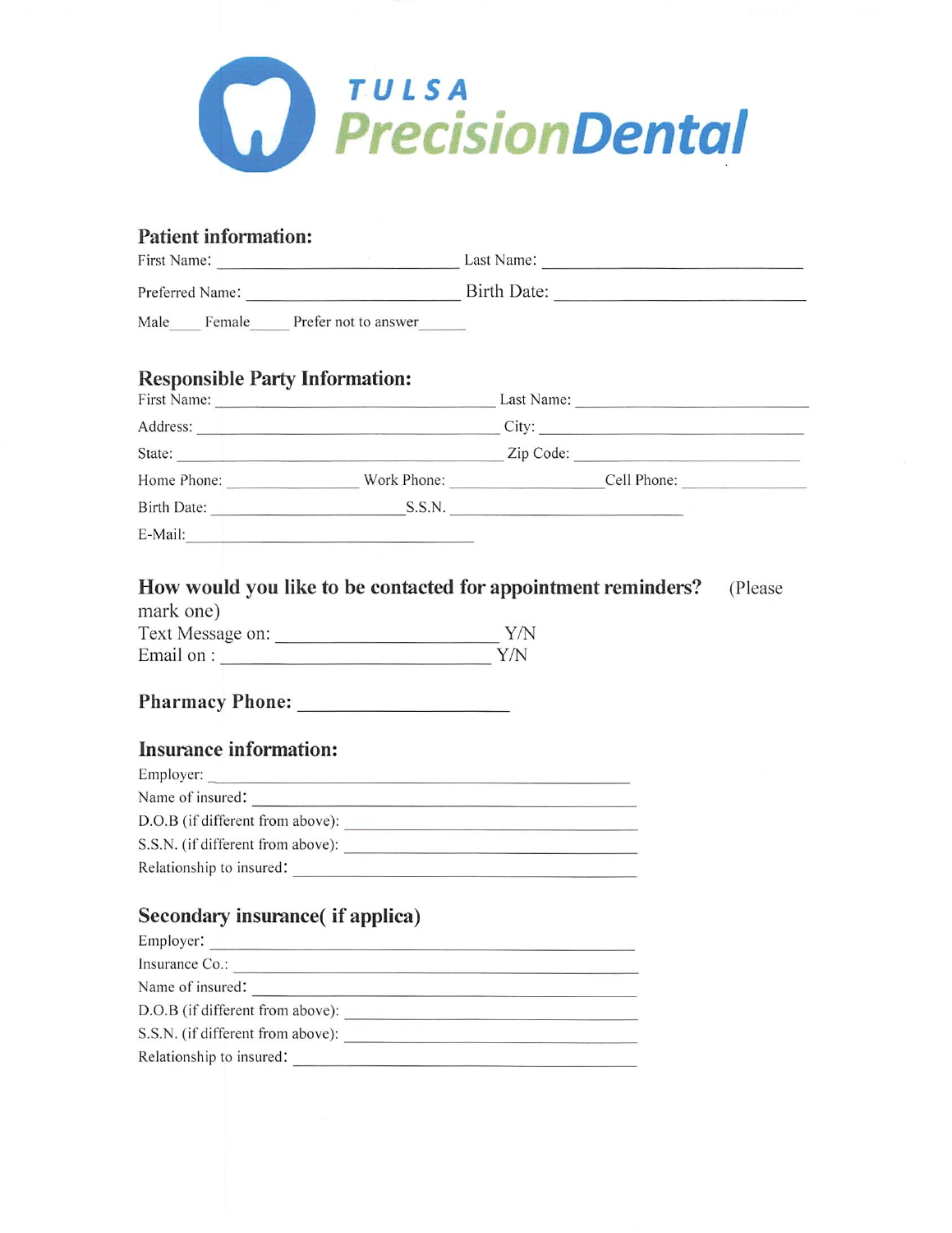# TULSA PrecisionDental

## Patient information:

First Name: ______________________ Last Name: ______________________

Preferred Name: ______________________ Birth Date: ______________________

Male____ Female_____ Prefer not to answer______

## Responsible Party Information:

First Name: ______________________ Last Name: ______________________

Address: ______________________ City: ______________________

State: ______________________ Zip Code: ______________________

Home Phone: ______________ Work Phone: ______________ Cell Phone: ______________

Birth Date: ______________________ S.S.N. ______________________

E-Mail: ______________________

## How would you like to be contacted for appointment reminders? (Please mark one)

Text Message on: ______________________ Y/N

Email on : ______________________ Y/N

## Pharmacy Phone: ______________________

## Insurance information:

Employer: ______________________

Name of insured: ______________________

D.O.B (if different from above): ______________________

S.S.N. (if different from above): ______________________

Relationship to insured: ______________________

## Secondary insurance( if applica)

Employer: ______________________

Insurance Co.: ______________________

Name of insured: ______________________

D.O.B (if different from above): ______________________

S.S.N. (if different from above): ______________________

Relationship to insured: ______________________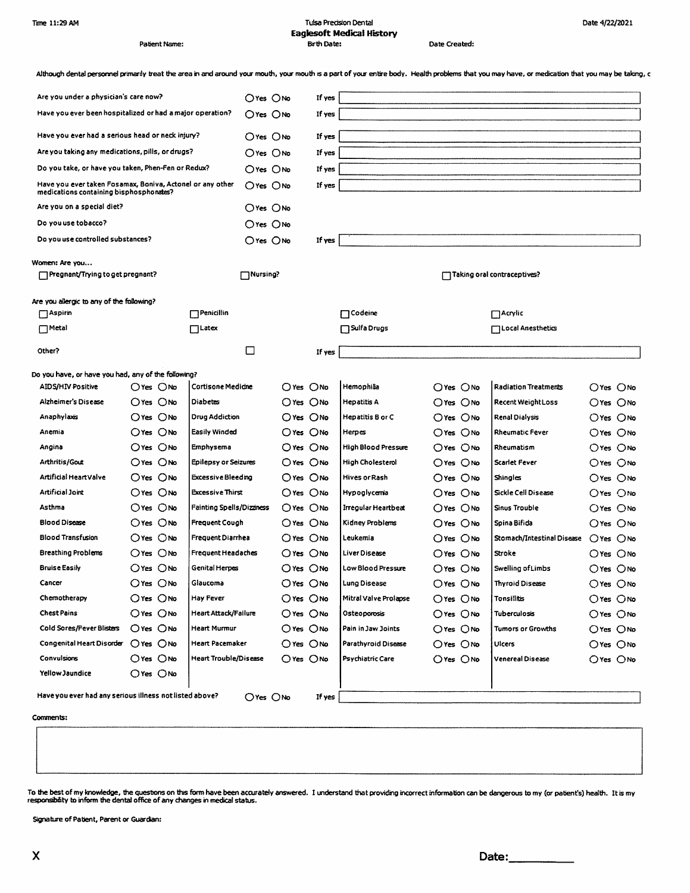Time 11:29 AM

Tulsa Precision Dental

**Eaglesoft Medical History**

Date 4/22/2021

Patient Name: | Birth Date: | Date Created:

Although dental personnel primarily treat the area in and around your mouth, your mouth is a part of your entire body. Health problems that you may have, or medication that you may be taking, c

| Question | Answer | |
|---|---|---|
| Are you under a physician's care now? | ◯ Yes ◯ No | If yes |
| Have you ever been hospitalized or had a major operation? | ◯ Yes ◯ No | If yes |
| Have you ever had a serious head or neck injury? | ◯ Yes ◯ No | If yes |
| Are you taking any medications, pills, or drugs? | ◯ Yes ◯ No | If yes |
| Do you take, or have you taken, Phen-Fen or Redux? | ◯ Yes ◯ No | If yes |
| Have you ever taken Fosamax, Boniva, Actonel or any other medications containing bisphosphonates? | ◯ Yes ◯ No | If yes |
| Are you on a special diet? | ◯ Yes ◯ No | |
| Do you use tobacco? | ◯ Yes ◯ No | |
| Do you use controlled substances? | ◯ Yes ◯ No | If yes |

Women: Are you...

☐ Pregnant/Trying to get pregnant? ☐ Nursing? ☐ Taking oral contraceptives?

Are you allergic to any of the following?

| | | | |
|---|---|---|---|
| ☐ Aspirin | ☐ Penicillin | ☐ Codeine | ☐ Acrylic |
| ☐ Metal | ☐ Latex | ☐ Sulfa Drugs | ☐ Local Anesthetics |

Other? ☐ If yes

Do you have, or have you had, any of the following?

| Condition | | Condition | | Condition | | Condition | |
|---|---|---|---|---|---|---|---|
| AIDS/HIV Positive | ◯ Yes ◯ No | Cortisone Medicine | ◯ Yes ◯ No | Hemophilia | ◯ Yes ◯ No | Radiation Treatments | ◯ Yes ◯ No |
| Alzheimer's Disease | ◯ Yes ◯ No | Diabetes | ◯ Yes ◯ No | Hepatitis A | ◯ Yes ◯ No | Recent Weight Loss | ◯ Yes ◯ No |
| Anaphylaxis | ◯ Yes ◯ No | Drug Addiction | ◯ Yes ◯ No | Hepatitis B or C | ◯ Yes ◯ No | Renal Dialysis | ◯ Yes ◯ No |
| Anemia | ◯ Yes ◯ No | Easily Winded | ◯ Yes ◯ No | Herpes | ◯ Yes ◯ No | Rheumatic Fever | ◯ Yes ◯ No |
| Angina | ◯ Yes ◯ No | Emphysema | ◯ Yes ◯ No | High Blood Pressure | ◯ Yes ◯ No | Rheumatism | ◯ Yes ◯ No |
| Arthritis/Gout | ◯ Yes ◯ No | Epilepsy or Seizures | ◯ Yes ◯ No | High Cholesterol | ◯ Yes ◯ No | Scarlet Fever | ◯ Yes ◯ No |
| Artificial Heart Valve | ◯ Yes ◯ No | Excessive Bleeding | ◯ Yes ◯ No | Hives or Rash | ◯ Yes ◯ No | Shingles | ◯ Yes ◯ No |
| Artificial Joint | ◯ Yes ◯ No | Excessive Thirst | ◯ Yes ◯ No | Hypoglycemia | ◯ Yes ◯ No | Sickle Cell Disease | ◯ Yes ◯ No |
| Asthma | ◯ Yes ◯ No | Fainting Spells/Dizziness | ◯ Yes ◯ No | Irregular Heartbeat | ◯ Yes ◯ No | Sinus Trouble | ◯ Yes ◯ No |
| Blood Disease | ◯ Yes ◯ No | Frequent Cough | ◯ Yes ◯ No | Kidney Problems | ◯ Yes ◯ No | Spina Bifida | ◯ Yes ◯ No |
| Blood Transfusion | ◯ Yes ◯ No | Frequent Diarrhea | ◯ Yes ◯ No | Leukemia | ◯ Yes ◯ No | Stomach/Intestinal Disease | ◯ Yes ◯ No |
| Breathing Problems | ◯ Yes ◯ No | Frequent Headaches | ◯ Yes ◯ No | Liver Disease | ◯ Yes ◯ No | Stroke | ◯ Yes ◯ No |
| Bruise Easily | ◯ Yes ◯ No | Genital Herpes | ◯ Yes ◯ No | Low Blood Pressure | ◯ Yes ◯ No | Swelling of Limbs | ◯ Yes ◯ No |
| Cancer | ◯ Yes ◯ No | Glaucoma | ◯ Yes ◯ No | Lung Disease | ◯ Yes ◯ No | Thyroid Disease | ◯ Yes ◯ No |
| Chemotherapy | ◯ Yes ◯ No | Hay Fever | ◯ Yes ◯ No | Mitral Valve Prolapse | ◯ Yes ◯ No | Tonsillitis | ◯ Yes ◯ No |
| Chest Pains | ◯ Yes ◯ No | Heart Attack/Failure | ◯ Yes ◯ No | Osteoporosis | ◯ Yes ◯ No | Tuberculosis | ◯ Yes ◯ No |
| Cold Sores/Fever Blisters | ◯ Yes ◯ No | Heart Murmur | ◯ Yes ◯ No | Pain in Jaw Joints | ◯ Yes ◯ No | Tumors or Growths | ◯ Yes ◯ No |
| Congenital Heart Disorder | ◯ Yes ◯ No | Heart Pacemaker | ◯ Yes ◯ No | Parathyroid Disease | ◯ Yes ◯ No | Ulcers | ◯ Yes ◯ No |
| Convulsions | ◯ Yes ◯ No | Heart Trouble/Disease | ◯ Yes ◯ No | Psychiatric Care | ◯ Yes ◯ No | Venereal Disease | ◯ Yes ◯ No |
| Yellow Jaundice | ◯ Yes ◯ No | | | | | | |

Have you ever had any serious illness not listed above? ◯ Yes ◯ No If yes

**Comments:**

To the best of my knowledge, the questions on this form have been accurately answered. I understand that providing incorrect information can be dangerous to my (or patient's) health. It is my responsibility to inform the dental office of any changes in medical status.

Signature of Patient, Parent or Guardian:

**X** **Date:**__________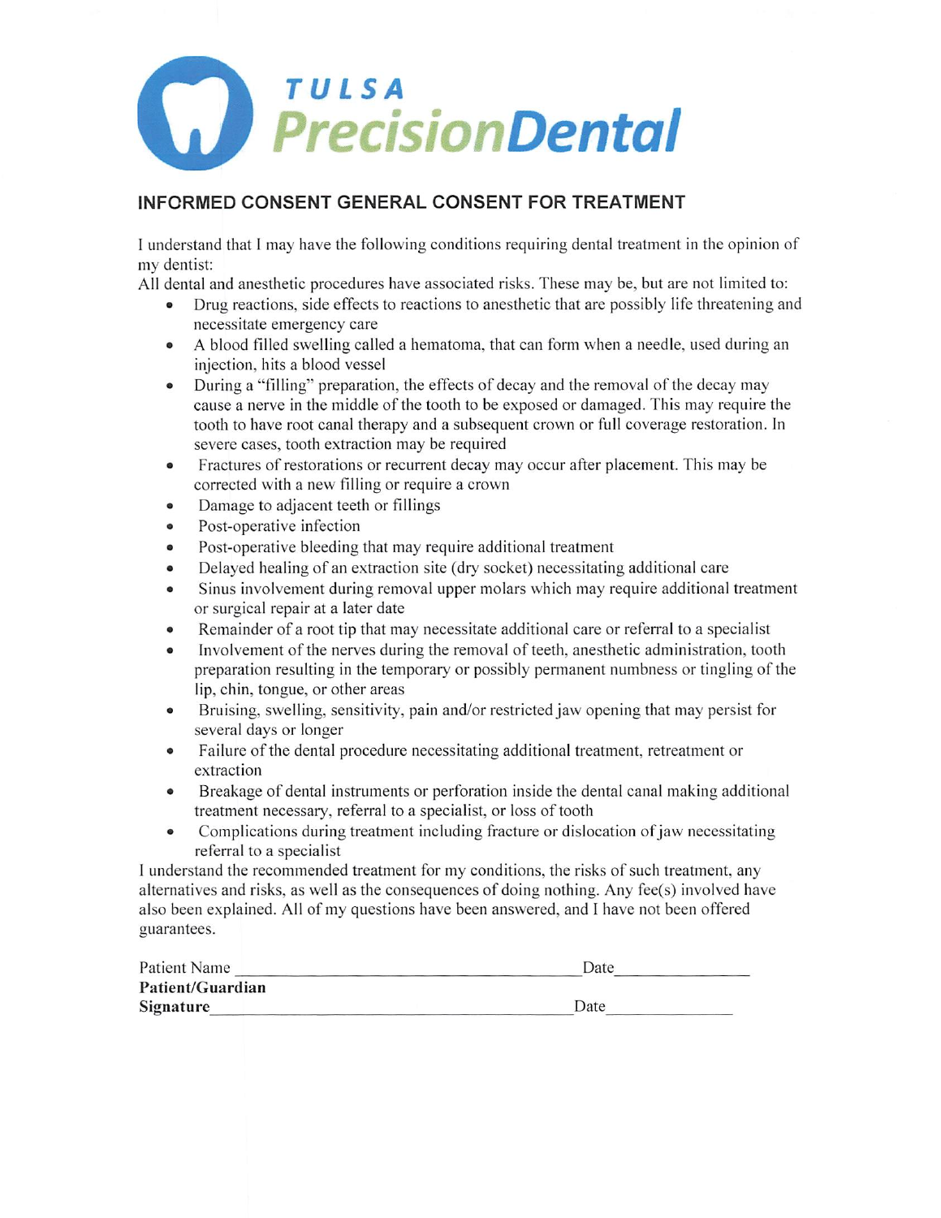# TULSA PrecisionDental

## INFORMED CONSENT GENERAL CONSENT FOR TREATMENT

I understand that I may have the following conditions requiring dental treatment in the opinion of my dentist:

All dental and anesthetic procedures have associated risks. These may be, but are not limited to:

- Drug reactions, side effects to reactions to anesthetic that are possibly life threatening and necessitate emergency care
- A blood filled swelling called a hematoma, that can form when a needle, used during an injection, hits a blood vessel
- During a "filling" preparation, the effects of decay and the removal of the decay may cause a nerve in the middle of the tooth to be exposed or damaged. This may require the tooth to have root canal therapy and a subsequent crown or full coverage restoration. In severe cases, tooth extraction may be required
- Fractures of restorations or recurrent decay may occur after placement. This may be corrected with a new filling or require a crown
- Damage to adjacent teeth or fillings
- Post-operative infection
- Post-operative bleeding that may require additional treatment
- Delayed healing of an extraction site (dry socket) necessitating additional care
- Sinus involvement during removal upper molars which may require additional treatment or surgical repair at a later date
- Remainder of a root tip that may necessitate additional care or referral to a specialist
- Involvement of the nerves during the removal of teeth, anesthetic administration, tooth preparation resulting in the temporary or possibly permanent numbness or tingling of the lip, chin, tongue, or other areas
- Bruising, swelling, sensitivity, pain and/or restricted jaw opening that may persist for several days or longer
- Failure of the dental procedure necessitating additional treatment, retreatment or extraction
- Breakage of dental instruments or perforation inside the dental canal making additional treatment necessary, referral to a specialist, or loss of tooth
- Complications during treatment including fracture or dislocation of jaw necessitating referral to a specialist

I understand the recommended treatment for my conditions, the risks of such treatment, any alternatives and risks, as well as the consequences of doing nothing. Any fee(s) involved have also been explained. All of my questions have been answered, and I have not been offered guarantees.

Patient Name ________________________________________ Date ______________

**Patient/Guardian Signature** ________________________________________ Date ______________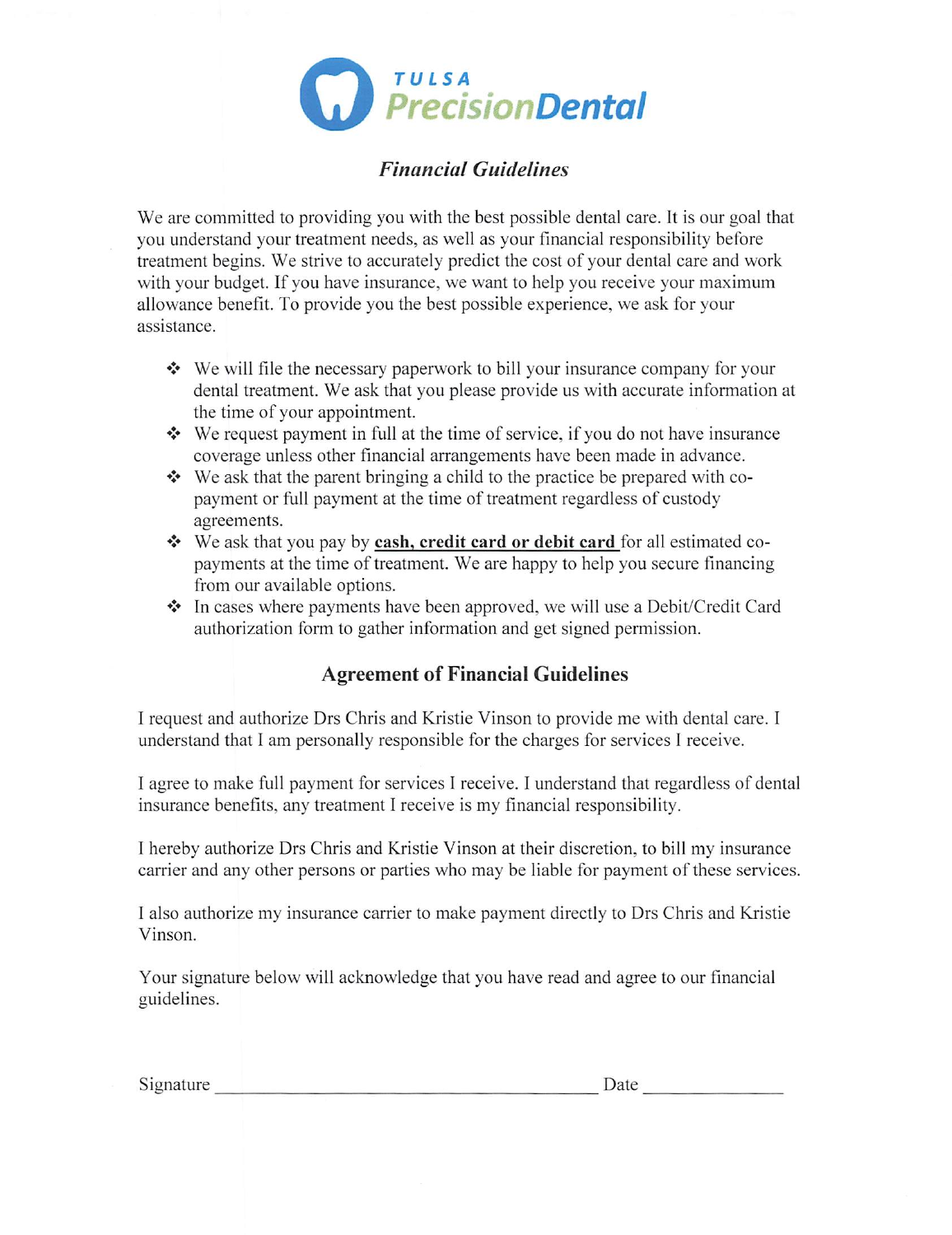# TULSA PrecisionDental

## *Financial Guidelines*

We are committed to providing you with the best possible dental care. It is our goal that you understand your treatment needs, as well as your financial responsibility before treatment begins. We strive to accurately predict the cost of your dental care and work with your budget. If you have insurance, we want to help you receive your maximum allowance benefit. To provide you the best possible experience, we ask for your assistance.

- We will file the necessary paperwork to bill your insurance company for your dental treatment. We ask that you please provide us with accurate information at the time of your appointment.
- We request payment in full at the time of service, if you do not have insurance coverage unless other financial arrangements have been made in advance.
- We ask that the parent bringing a child to the practice be prepared with co-payment or full payment at the time of treatment regardless of custody agreements.
- We ask that you pay by **<u>cash, credit card or debit card</u>** for all estimated co-payments at the time of treatment. We are happy to help you secure financing from our available options.
- In cases where payments have been approved, we will use a Debit/Credit Card authorization form to gather information and get signed permission.

## Agreement of Financial Guidelines

I request and authorize Drs Chris and Kristie Vinson to provide me with dental care. I understand that I am personally responsible for the charges for services I receive.

I agree to make full payment for services I receive. I understand that regardless of dental insurance benefits, any treatment I receive is my financial responsibility.

I hereby authorize Drs Chris and Kristie Vinson at their discretion, to bill my insurance carrier and any other persons or parties who may be liable for payment of these services.

I also authorize my insurance carrier to make payment directly to Drs Chris and Kristie Vinson.

Your signature below will acknowledge that you have read and agree to our financial guidelines.

Signature ________________________________________ Date ______________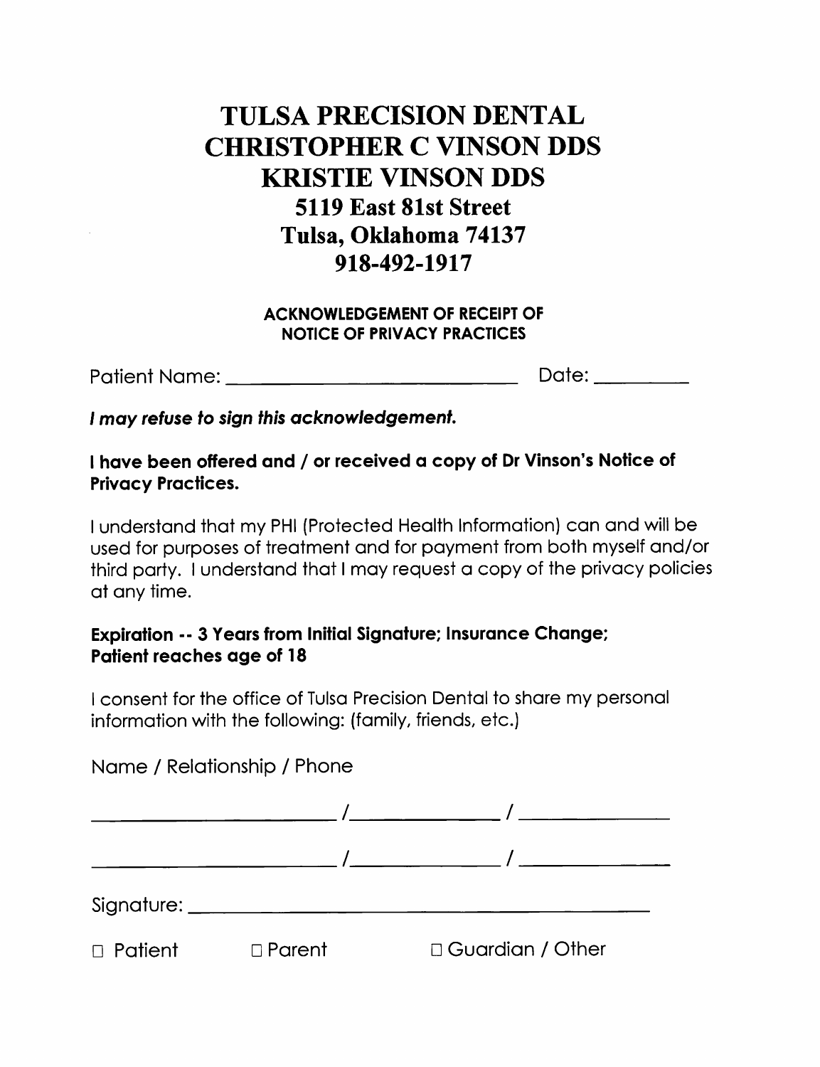# TULSA PRECISION DENTAL
# CHRISTOPHER C VINSON DDS
# KRISTIE VINSON DDS
## 5119 East 81st Street
## Tulsa, Oklahoma 74137
## 918-492-1917

**ACKNOWLEDGEMENT OF RECEIPT OF NOTICE OF PRIVACY PRACTICES**

Patient Name: ______________________________ Date: __________

***I may refuse to sign this acknowledgement.***

**I have been offered and / or received a copy of Dr Vinson's Notice of Privacy Practices.**

I understand that my PHI (Protected Health Information) can and will be used for purposes of treatment and for payment from both myself and/or third party. I understand that I may request a copy of the privacy policies at any time.

**Expiration -- 3 Years from Initial Signature; Insurance Change; Patient reaches age of 18**

I consent for the office of Tulsa Precision Dental to share my personal information with the following: (family, friends, etc.)

Name / Relationship / Phone

__________________________ / ________________ / ________________

__________________________ / ________________ / ________________

Signature: ______________________________________________

☐ Patient ☐ Parent ☐ Guardian / Other